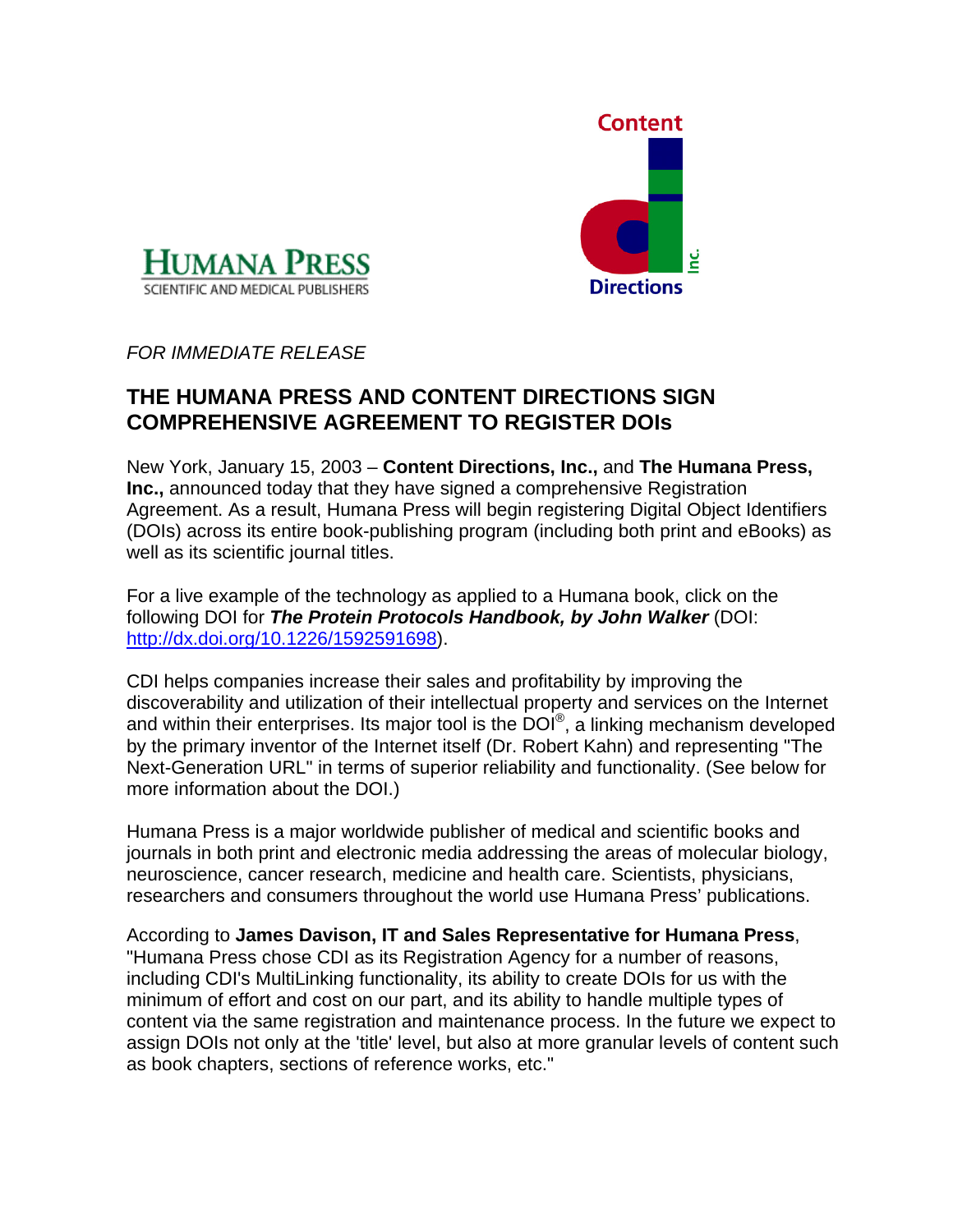HUMANA PRESS
SCIENTIFIC AND MEDICAL PUBLISHERS

Content Directions Inc.

*FOR IMMEDIATE RELEASE*

# THE HUMANA PRESS AND CONTENT DIRECTIONS SIGN COMPREHENSIVE AGREEMENT TO REGISTER DOIs

New York, January 15, 2003 – **Content Directions, Inc.,** and **The Humana Press, Inc.,** announced today that they have signed a comprehensive Registration Agreement. As a result, Humana Press will begin registering Digital Object Identifiers (DOIs) across its entire book-publishing program (including both print and eBooks) as well as its scientific journal titles.

For a live example of the technology as applied to a Humana book, click on the following DOI for ***The Protein Protocols Handbook, by John Walker*** (DOI: [http://dx.doi.org/10.1226/1592591698](http://dx.doi.org/10.1226/1592591698)).

CDI helps companies increase their sales and profitability by improving the discoverability and utilization of their intellectual property and services on the Internet and within their enterprises. Its major tool is the DOI®, a linking mechanism developed by the primary inventor of the Internet itself (Dr. Robert Kahn) and representing "The Next-Generation URL" in terms of superior reliability and functionality. (See below for more information about the DOI.)

Humana Press is a major worldwide publisher of medical and scientific books and journals in both print and electronic media addressing the areas of molecular biology, neuroscience, cancer research, medicine and health care. Scientists, physicians, researchers and consumers throughout the world use Humana Press' publications.

According to **James Davison, IT and Sales Representative for Humana Press**, "Humana Press chose CDI as its Registration Agency for a number of reasons, including CDI's MultiLinking functionality, its ability to create DOIs for us with the minimum of effort and cost on our part, and its ability to handle multiple types of content via the same registration and maintenance process. In the future we expect to assign DOIs not only at the 'title' level, but also at more granular levels of content such as book chapters, sections of reference works, etc."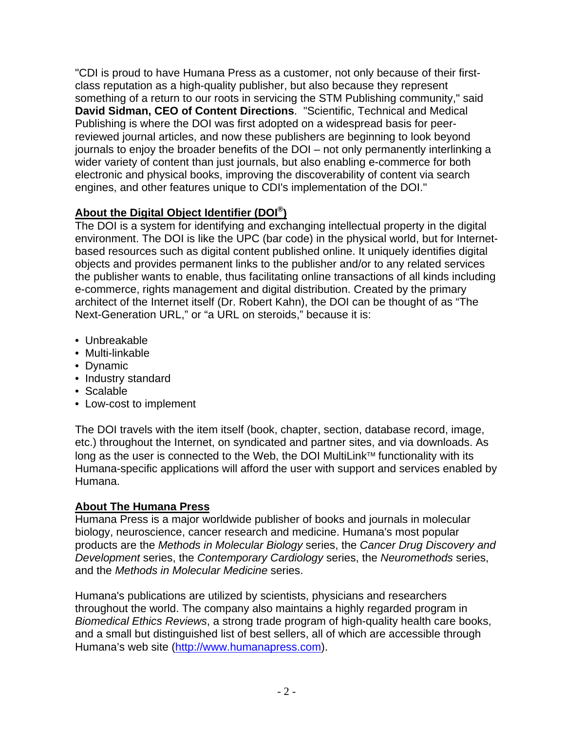"CDI is proud to have Humana Press as a customer, not only because of their first-class reputation as a high-quality publisher, but also because they represent something of a return to our roots in servicing the STM Publishing community," said **David Sidman, CEO of Content Directions**. "Scientific, Technical and Medical Publishing is where the DOI was first adopted on a widespread basis for peer-reviewed journal articles, and now these publishers are beginning to look beyond journals to enjoy the broader benefits of the DOI – not only permanently interlinking a wider variety of content than just journals, but also enabling e-commerce for both electronic and physical books, improving the discoverability of content via search engines, and other features unique to CDI's implementation of the DOI."

## About the Digital Object Identifier (DOI®)

The DOI is a system for identifying and exchanging intellectual property in the digital environment. The DOI is like the UPC (bar code) in the physical world, but for Internet-based resources such as digital content published online. It uniquely identifies digital objects and provides permanent links to the publisher and/or to any related services the publisher wants to enable, thus facilitating online transactions of all kinds including e-commerce, rights management and digital distribution. Created by the primary architect of the Internet itself (Dr. Robert Kahn), the DOI can be thought of as "The Next-Generation URL," or "a URL on steroids," because it is:

- Unbreakable
- Multi-linkable
- Dynamic
- Industry standard
- Scalable
- Low-cost to implement

The DOI travels with the item itself (book, chapter, section, database record, image, etc.) throughout the Internet, on syndicated and partner sites, and via downloads. As long as the user is connected to the Web, the DOI MultiLink™ functionality with its Humana-specific applications will afford the user with support and services enabled by Humana.

## About The Humana Press

Humana Press is a major worldwide publisher of books and journals in molecular biology, neuroscience, cancer research and medicine. Humana's most popular products are the *Methods in Molecular Biology* series, the *Cancer Drug Discovery and Development* series, the *Contemporary Cardiology* series, the *Neuromethods* series, and the *Methods in Molecular Medicine* series.

Humana's publications are utilized by scientists, physicians and researchers throughout the world. The company also maintains a highly regarded program in *Biomedical Ethics Reviews*, a strong trade program of high-quality health care books, and a small but distinguished list of best sellers, all of which are accessible through Humana's web site (http://www.humanapress.com).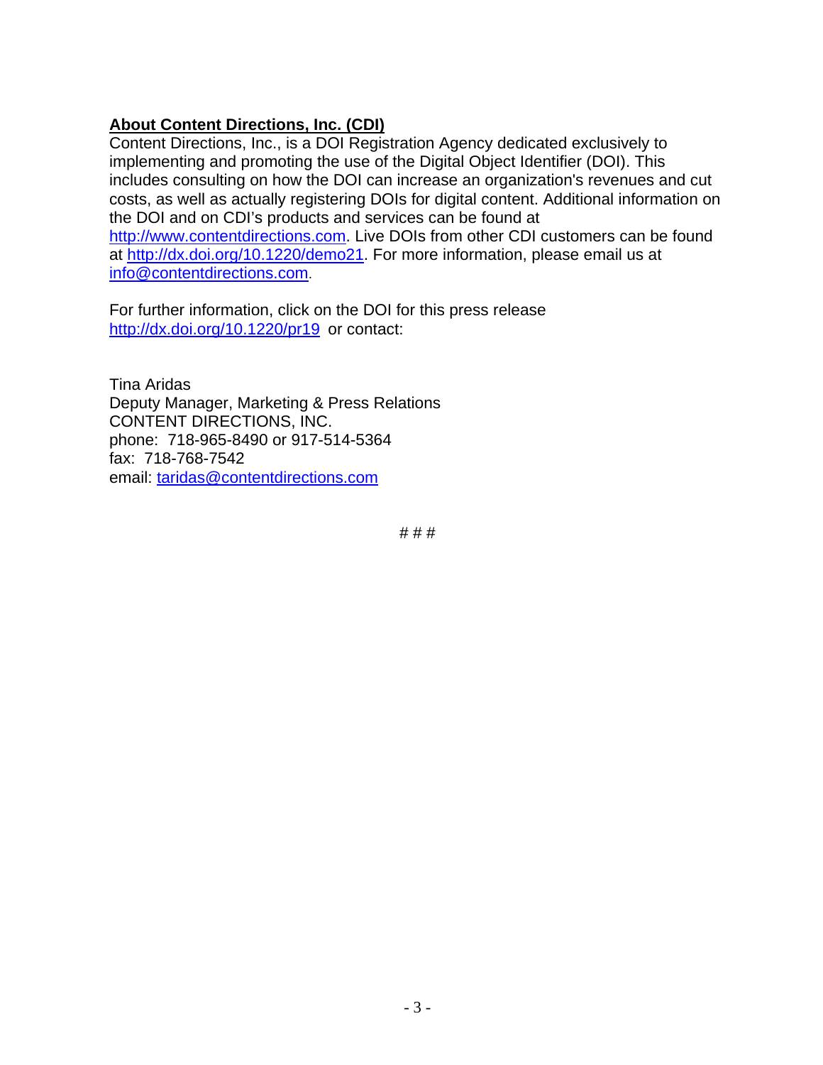**About Content Directions, Inc. (CDI)**

Content Directions, Inc., is a DOI Registration Agency dedicated exclusively to implementing and promoting the use of the Digital Object Identifier (DOI). This includes consulting on how the DOI can increase an organization's revenues and cut costs, as well as actually registering DOIs for digital content. Additional information on the DOI and on CDI's products and services can be found at http://www.contentdirections.com. Live DOIs from other CDI customers can be found at http://dx.doi.org/10.1220/demo21. For more information, please email us at info@contentdirections.com.

For further information, click on the DOI for this press release http://dx.doi.org/10.1220/pr19 or contact:

Tina Aridas
Deputy Manager, Marketing & Press Relations
CONTENT DIRECTIONS, INC.
phone: 718-965-8490 or 917-514-5364
fax: 718-768-7542
email: taridas@contentdirections.com

# # #